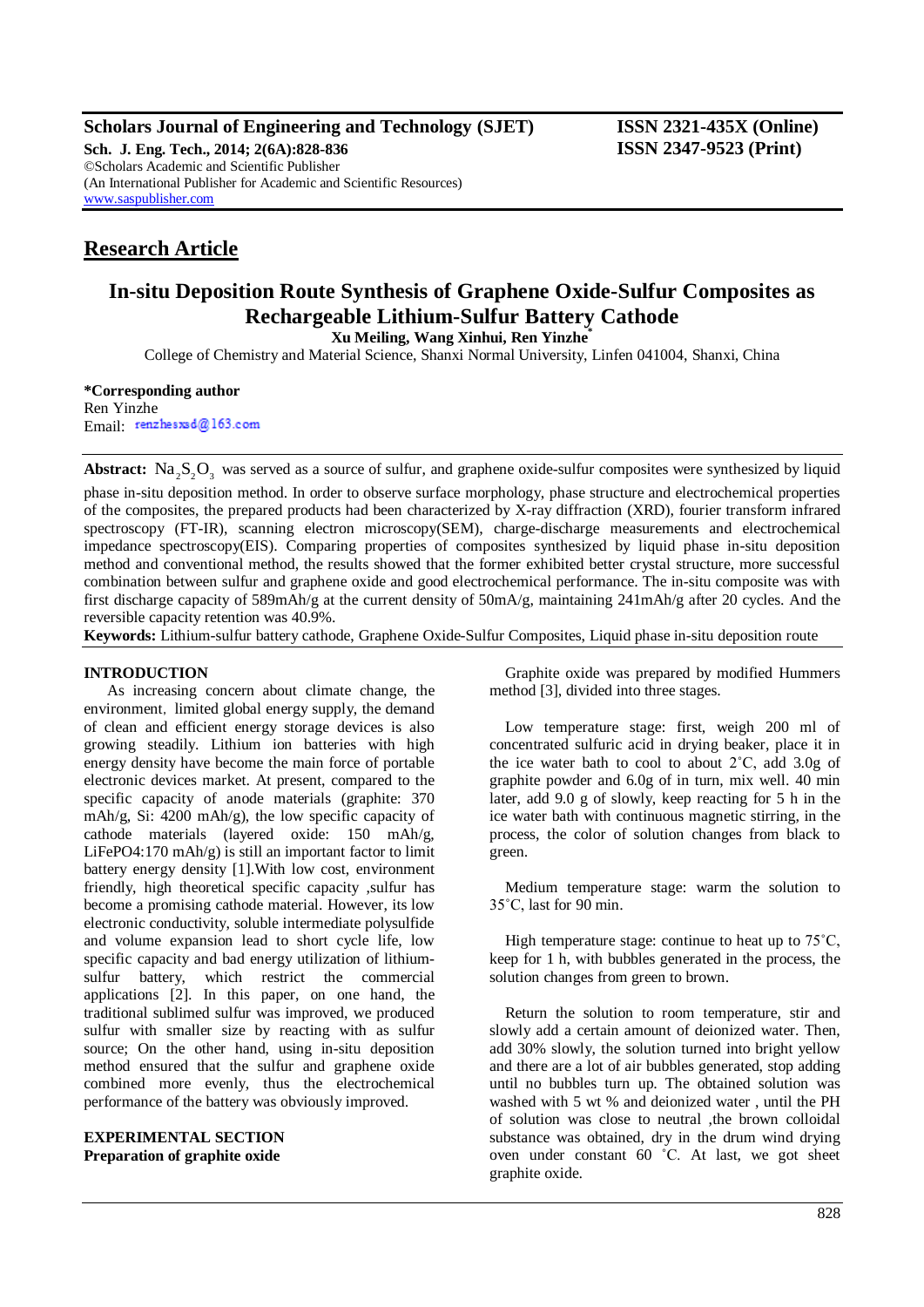**Scholars Journal of Engineering and Technology (SJET)** **ISSN 2321-435X (Online)**
**Sch. J. Eng. Tech., 2014; 2(6A):828-836** **ISSN 2347-9523 (Print)**
©Scholars Academic and Scientific Publisher
(An International Publisher for Academic and Scientific Resources)
www.saspublisher.com

## Research Article

# In-situ Deposition Route Synthesis of Graphene Oxide-Sulfur Composites as Rechargeable Lithium-Sulfur Battery Cathode

**Xu Meiling, Wang Xinhui, Ren Yinzhe***

College of Chemistry and Material Science, Shanxi Normal University, Linfen 041004, Shanxi, China

**\*Corresponding author**
Ren Yinzhe
Email: renzhesxsd@163.com

**Abstract:** $Na_2S_2O_3$ was served as a source of sulfur, and graphene oxide-sulfur composites were synthesized by liquid phase in-situ deposition method. In order to observe surface morphology, phase structure and electrochemical properties of the composites, the prepared products had been characterized by X-ray diffraction (XRD), fourier transform infrared spectroscopy (FT-IR), scanning electron microscopy(SEM), charge-discharge measurements and electrochemical impedance spectroscopy(EIS). Comparing properties of composites synthesized by liquid phase in-situ deposition method and conventional method, the results showed that the former exhibited better crystal structure, more successful combination between sulfur and graphene oxide and good electrochemical performance. The in-situ composite was with first discharge capacity of 589mAh/g at the current density of 50mA/g, maintaining 241mAh/g after 20 cycles. And the reversible capacity retention was 40.9%.

**Keywords:** Lithium-sulfur battery cathode, Graphene Oxide-Sulfur Composites, Liquid phase in-situ deposition route

## INTRODUCTION

As increasing concern about climate change, the environment, limited global energy supply, the demand of clean and efficient energy storage devices is also growing steadily. Lithium ion batteries with high energy density have become the main force of portable electronic devices market. At present, compared to the specific capacity of anode materials (graphite: 370 mAh/g, Si: 4200 mAh/g), the low specific capacity of cathode materials (layered oxide: 150 mAh/g, $LiFePO_4$:170 mAh/g) is still an important factor to limit battery energy density [1].With low cost, environment friendly, high theoretical specific capacity ,sulfur has become a promising cathode material. However, its low electronic conductivity, soluble intermediate polysulfide and volume expansion lead to short cycle life, low specific capacity and bad energy utilization of lithium-sulfur battery, which restrict the commercial applications [2]. In this paper, on one hand, the traditional sublimed sulfur was improved, we produced sulfur with smaller size by reacting with as sulfur source; On the other hand, using in-situ deposition method ensured that the sulfur and graphene oxide combined more evenly, thus the electrochemical performance of the battery was obviously improved.

## EXPERIMENTAL SECTION

### Preparation of graphite oxide

Graphite oxide was prepared by modified Hummers method [3], divided into three stages.

Low temperature stage: first, weigh 200 ml of concentrated sulfuric acid in drying beaker, place it in the ice water bath to cool to about 2˚C, add 3.0g of graphite powder and 6.0g of in turn, mix well. 40 min later, add 9.0 g of slowly, keep reacting for 5 h in the ice water bath with continuous magnetic stirring, in the process, the color of solution changes from black to green.

Medium temperature stage: warm the solution to 35˚C, last for 90 min.

High temperature stage: continue to heat up to 75˚C, keep for 1 h, with bubbles generated in the process, the solution changes from green to brown.

Return the solution to room temperature, stir and slowly add a certain amount of deionized water. Then, add 30% slowly, the solution turned into bright yellow and there are a lot of air bubbles generated, stop adding until no bubbles turn up. The obtained solution was washed with 5 wt % and deionized water , until the PH of solution was close to neutral ,the brown colloidal substance was obtained, dry in the drum wind drying oven under constant 60 ˚C. At last, we got sheet graphite oxide.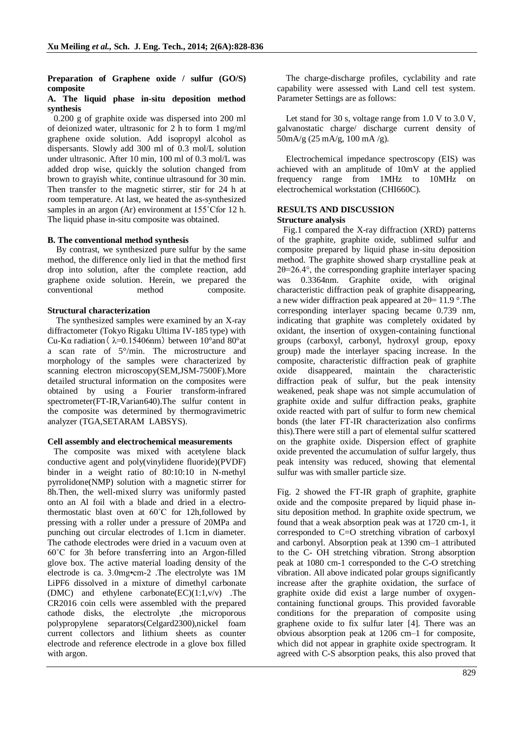**Preparation of Graphene oxide / sulfur (GO/S) composite**

**A. The liquid phase in-situ deposition method synthesis**

0.200 g of graphite oxide was dispersed into 200 ml of deionized water, ultrasonic for 2 h to form 1 mg/ml graphene oxide solution. Add isopropyl alcohol as dispersants. Slowly add 300 ml of 0.3 mol/L solution under ultrasonic. After 10 min, 100 ml of 0.3 mol/L was added drop wise, quickly the solution changed from brown to grayish white, continue ultrasound for 30 min. Then transfer to the magnetic stirrer, stir for 24 h at room temperature. At last, we heated the as-synthesized samples in an argon (Ar) environment at 155˚Cfor 12 h. The liquid phase in-situ composite was obtained.

**B. The conventional method synthesis**

By contrast, we synthesized pure sulfur by the same method, the difference only lied in that the method first drop into solution, after the complete reaction, add graphene oxide solution. Herein, we prepared the conventional method composite.

**Structural characterization**

The synthesized samples were examined by an X-ray diffractometer (Tokyo Rigaku Ultima IV-185 type) with Cu-Kα radiation（λ=0.15406nm）between 10°and 80°at a scan rate of 5°/min. The microstructure and morphology of the samples were characterized by scanning electron microscopy(SEM,JSM-7500F).More detailed structural information on the composites were obtained by using a Fourier transform-infrared spectrometer(FT-IR,Varian640).The sulfur content in the composite was determined by thermogravimetric analyzer (TGA,SETARAM LABSYS).

**Cell assembly and electrochemical measurements**

The composite was mixed with acetylene black conductive agent and poly(vinylidene fluoride)(PVDF) binder in a weight ratio of 80:10:10 in N-methyl pyrrolidone(NMP) solution with a magnetic stirrer for 8h.Then, the well-mixed slurry was uniformly pasted onto an Al foil with a blade and dried in a electro-thermostatic blast oven at 60˚C for 12h,followed by pressing with a roller under a pressure of 20MPa and punching out circular electrodes of 1.1cm in diameter. The cathode electrodes were dried in a vacuum oven at 60˚C for 3h before transferring into an Argon-filled glove box. The active material loading density of the electrode is ca. 3.0mg•cm-2 .The electrolyte was 1M LiPF6 dissolved in a mixture of dimethyl carbonate (DMC) and ethylene carbonate(EC)(1:1,v/v) .The CR2016 coin cells were assembled with the prepared cathode disks, the electrolyte ,the microporous polypropylene separators(Celgard2300),nickel foam current collectors and lithium sheets as counter electrode and reference electrode in a glove box filled with argon.

The charge-discharge profiles, cyclability and rate capability were assessed with Land cell test system. Parameter Settings are as follows:

Let stand for 30 s, voltage range from 1.0 V to 3.0 V, galvanostatic charge/ discharge current density of 50mA/g (25 mA/g, 100 mA /g).

Electrochemical impedance spectroscopy (EIS) was achieved with an amplitude of 10mV at the applied frequency range from 1MHz to 10MHz on electrochemical workstation (CHI660C).

## RESULTS AND DISCUSSION

**Structure analysis**

Fig.1 compared the X-ray diffraction (XRD) patterns of the graphite, graphite oxide, sublimed sulfur and composite prepared by liquid phase in-situ deposition method. The graphite showed sharp crystalline peak at 2θ=26.4°, the corresponding graphite interlayer spacing was 0.3364nm. Graphite oxide, with original characteristic diffraction peak of graphite disappearing, a new wider diffraction peak appeared at 2θ= 11.9 °.The corresponding interlayer spacing became 0.739 nm, indicating that graphite was completely oxidated by oxidant, the insertion of oxygen-containing functional groups (carboxyl, carbonyl, hydroxyl group, epoxy group) made the interlayer spacing increase. In the composite, characteristic diffraction peak of graphite oxide disappeared, maintain the characteristic diffraction peak of sulfur, but the peak intensity weakened, peak shape was not simple accumulation of graphite oxide and sulfur diffraction peaks, graphite oxide reacted with part of sulfur to form new chemical bonds (the later FT-IR characterization also confirms this).There were still a part of elemental sulfur scattered on the graphite oxide. Dispersion effect of graphite oxide prevented the accumulation of sulfur largely, thus peak intensity was reduced, showing that elemental sulfur was with smaller particle size.

Fig. 2 showed the FT-IR graph of graphite, graphite oxide and the composite prepared by liquid phase in-situ deposition method. In graphite oxide spectrum, we found that a weak absorption peak was at 1720 cm-1, it corresponded to C=O stretching vibration of carboxyl and carbonyl. Absorption peak at 1390 cm–1 attributed to the C- OH stretching vibration. Strong absorption peak at 1080 cm-1 corresponded to the C-O stretching vibration. All above indicated polar groups significantly increase after the graphite oxidation, the surface of graphite oxide did exist a large number of oxygen-containing functional groups. This provided favorable conditions for the preparation of composite using graphene oxide to fix sulfur later [4]. There was an obvious absorption peak at 1206 cm–1 for composite, which did not appear in graphite oxide spectrogram. It agreed with C-S absorption peaks, this also proved that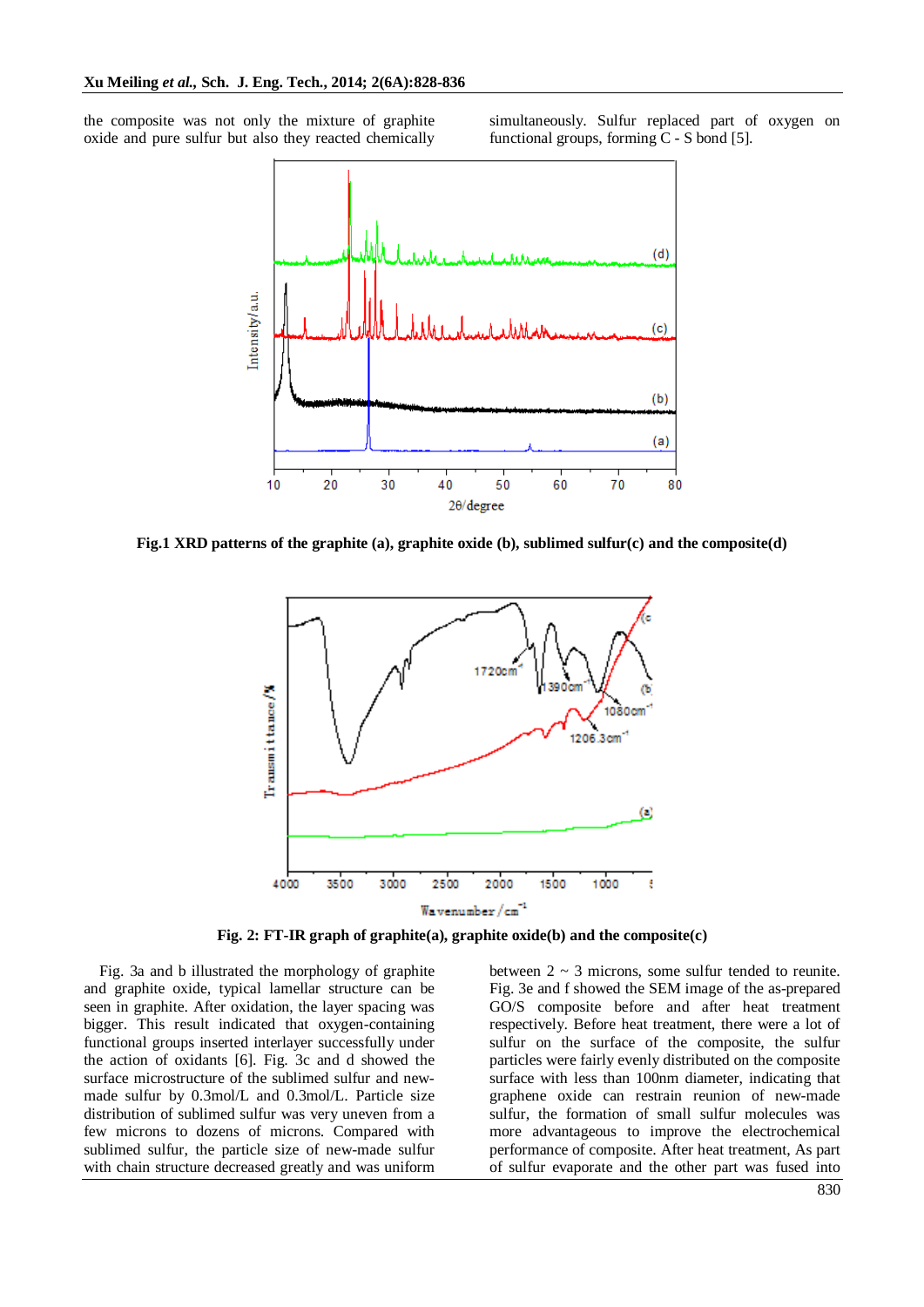the composite was not only the mixture of graphite oxide and pure sulfur but also they reacted chemically simultaneously. Sulfur replaced part of oxygen on functional groups, forming C - S bond [5].

**Fig.1 XRD patterns of the graphite (a), graphite oxide (b), sublimed sulfur(c) and the composite(d)**

**Fig. 2: FT-IR graph of graphite(a), graphite oxide(b) and the composite(c)**

Fig. 3a and b illustrated the morphology of graphite and graphite oxide, typical lamellar structure can be seen in graphite. After oxidation, the layer spacing was bigger. This result indicated that oxygen-containing functional groups inserted interlayer successfully under the action of oxidants [6]. Fig. 3c and d showed the surface microstructure of the sublimed sulfur and new-made sulfur by 0.3mol/L and 0.3mol/L. Particle size distribution of sublimed sulfur was very uneven from a few microns to dozens of microns. Compared with sublimed sulfur, the particle size of new-made sulfur with chain structure decreased greatly and was uniform between 2 ~ 3 microns, some sulfur tended to reunite. Fig. 3e and f showed the SEM image of the as-prepared GO/S composite before and after heat treatment respectively. Before heat treatment, there were a lot of sulfur on the surface of the composite, the sulfur particles were fairly evenly distributed on the composite surface with less than 100nm diameter, indicating that graphene oxide can restrain reunion of new-made sulfur, the formation of small sulfur molecules was more advantageous to improve the electrochemical performance of composite. After heat treatment, As part of sulfur evaporate and the other part was fused into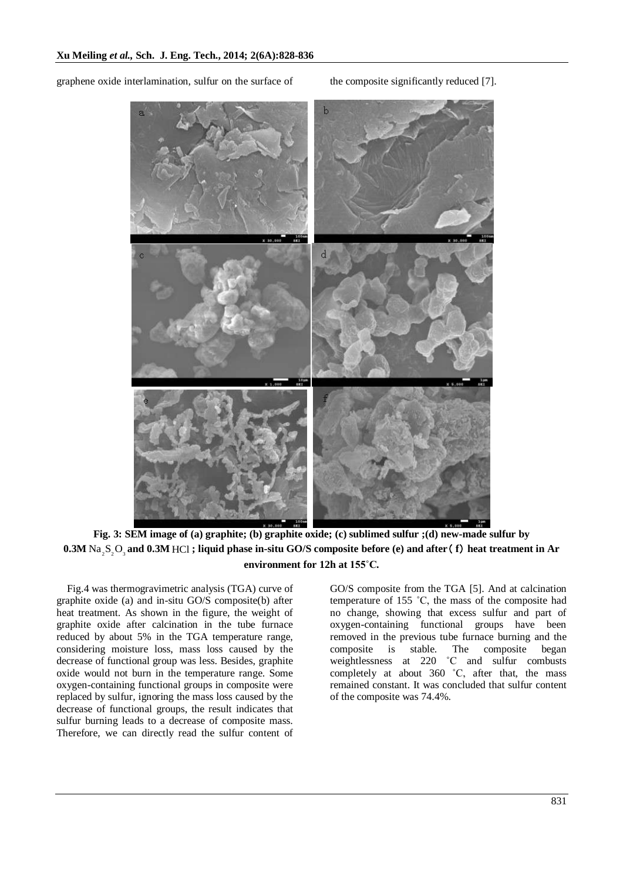graphene oxide interlamination, sulfur on the surface of the composite significantly reduced [7].

**Fig. 3: SEM image of (a) graphite; (b) graphite oxide; (c) sublimed sulfur ;(d) new-made sulfur by 0.3M $Na_2S_2O_3$ and 0.3M HCl ; liquid phase in-situ GO/S composite before (e) and after（f）heat treatment in Ar environment for 12h at 155˚C.**

Fig.4 was thermogravimetric analysis (TGA) curve of graphite oxide (a) and in-situ GO/S composite(b) after heat treatment. As shown in the figure, the weight of graphite oxide after calcination in the tube furnace reduced by about 5% in the TGA temperature range, considering moisture loss, mass loss caused by the decrease of functional group was less. Besides, graphite oxide would not burn in the temperature range. Some oxygen-containing functional groups in composite were replaced by sulfur, ignoring the mass loss caused by the decrease of functional groups, the result indicates that sulfur burning leads to a decrease of composite mass. Therefore, we can directly read the sulfur content of GO/S composite from the TGA [5]. And at calcination temperature of 155 ˚C, the mass of the composite had no change, showing that excess sulfur and part of oxygen-containing functional groups have been removed in the previous tube furnace burning and the composite is stable. The composite began weightlessness at 220 ˚C and sulfur combusts completely at about 360 ˚C, after that, the mass remained constant. It was concluded that sulfur content of the composite was 74.4%.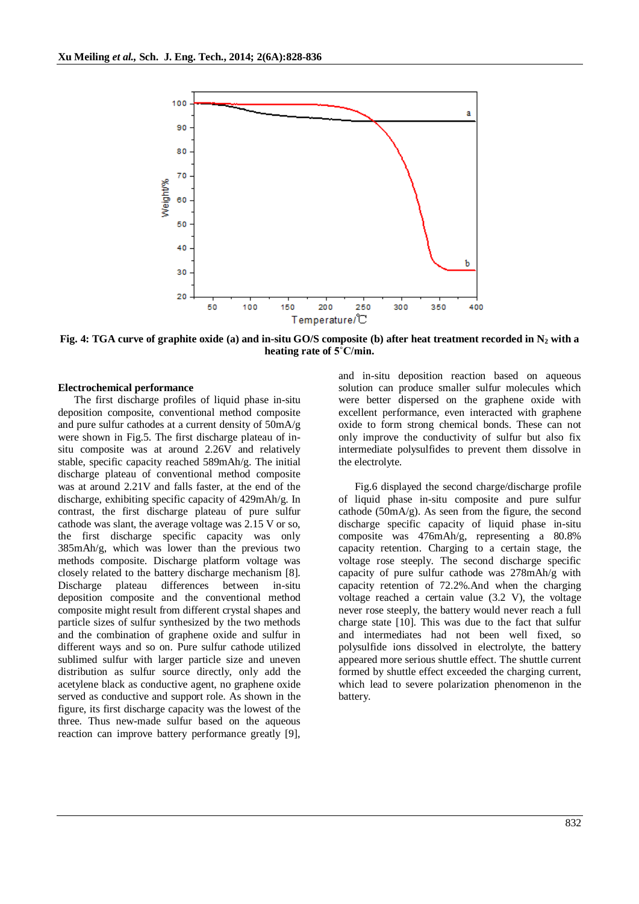Fig. 4: TGA curve of graphite oxide (a) and in-situ GO/S composite (b) after heat treatment recorded in $N_2$ with a heating rate of 5°C/min.

**Electrochemical performance**

The first discharge profiles of liquid phase in-situ deposition composite, conventional method composite and pure sulfur cathodes at a current density of 50mA/g were shown in Fig.5. The first discharge plateau of in-situ composite was at around 2.26V and relatively stable, specific capacity reached 589mAh/g. The initial discharge plateau of conventional method composite was at around 2.21V and falls faster, at the end of the discharge, exhibiting specific capacity of 429mAh/g. In contrast, the first discharge plateau of pure sulfur cathode was slant, the average voltage was 2.15 V or so, the first discharge specific capacity was only 385mAh/g, which was lower than the previous two methods composite. Discharge platform voltage was closely related to the battery discharge mechanism [8]. Discharge plateau differences between in-situ deposition composite and the conventional method composite might result from different crystal shapes and particle sizes of sulfur synthesized by the two methods and the combination of graphene oxide and sulfur in different ways and so on. Pure sulfur cathode utilized sublimed sulfur with larger particle size and uneven distribution as sulfur source directly, only add the acetylene black as conductive agent, no graphene oxide served as conductive and support role. As shown in the figure, its first discharge capacity was the lowest of the three. Thus new-made sulfur based on the aqueous reaction can improve battery performance greatly [9], and in-situ deposition reaction based on aqueous solution can produce smaller sulfur molecules which were better dispersed on the graphene oxide with excellent performance, even interacted with graphene oxide to form strong chemical bonds. These can not only improve the conductivity of sulfur but also fix intermediate polysulfides to prevent them dissolve in the electrolyte.

Fig.6 displayed the second charge/discharge profile of liquid phase in-situ composite and pure sulfur cathode (50mA/g). As seen from the figure, the second discharge specific capacity of liquid phase in-situ composite was 476mAh/g, representing a 80.8% capacity retention. Charging to a certain stage, the voltage rose steeply. The second discharge specific capacity of pure sulfur cathode was 278mAh/g with capacity retention of 72.2%.And when the charging voltage reached a certain value (3.2 V), the voltage never rose steeply, the battery would never reach a full charge state [10]. This was due to the fact that sulfur and intermediates had not been well fixed, so polysulfide ions dissolved in electrolyte, the battery appeared more serious shuttle effect. The shuttle current formed by shuttle effect exceeded the charging current, which lead to severe polarization phenomenon in the battery.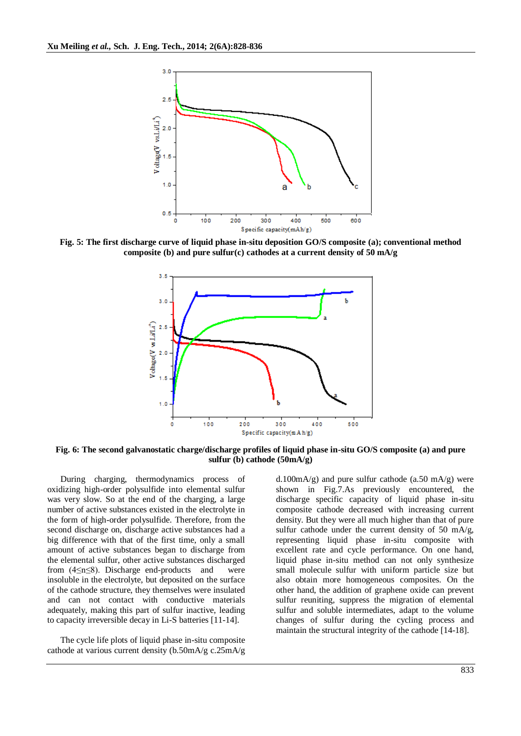**Fig. 5: The first discharge curve of liquid phase in-situ deposition GO/S composite (a); conventional method composite (b) and pure sulfur(c) cathodes at a current density of 50 mA/g**

**Fig. 6: The second galvanostatic charge/discharge profiles of liquid phase in-situ GO/S composite (a) and pure sulfur (b) cathode (50mA/g)**

During charging, thermodynamics process of oxidizing high-order polysulfide into elemental sulfur was very slow. So at the end of the charging, a large number of active substances existed in the electrolyte in the form of high-order polysulfide. Therefore, from the second discharge on, discharge active substances had a big difference with that of the first time, only a small amount of active substances began to discharge from the elemental sulfur, other active substances discharged from (4≤n≤8). Discharge end-products and were insoluble in the electrolyte, but deposited on the surface of the cathode structure, they themselves were insulated and can not contact with conductive materials adequately, making this part of sulfur inactive, leading to capacity irreversible decay in Li-S batteries [11-14].

The cycle life plots of liquid phase in-situ composite cathode at various current density (b.50mA/g c.25mA/g d.100mA/g) and pure sulfur cathode (a.50 mA/g) were shown in Fig.7.As previously encountered, the discharge specific capacity of liquid phase in-situ composite cathode decreased with increasing current density. But they were all much higher than that of pure sulfur cathode under the current density of 50 mA/g, representing liquid phase in-situ composite with excellent rate and cycle performance. On one hand, liquid phase in-situ method can not only synthesize small molecule sulfur with uniform particle size but also obtain more homogeneous composites. On the other hand, the addition of graphene oxide can prevent sulfur reuniting, suppress the migration of elemental sulfur and soluble intermediates, adapt to the volume changes of sulfur during the cycling process and maintain the structural integrity of the cathode [14-18].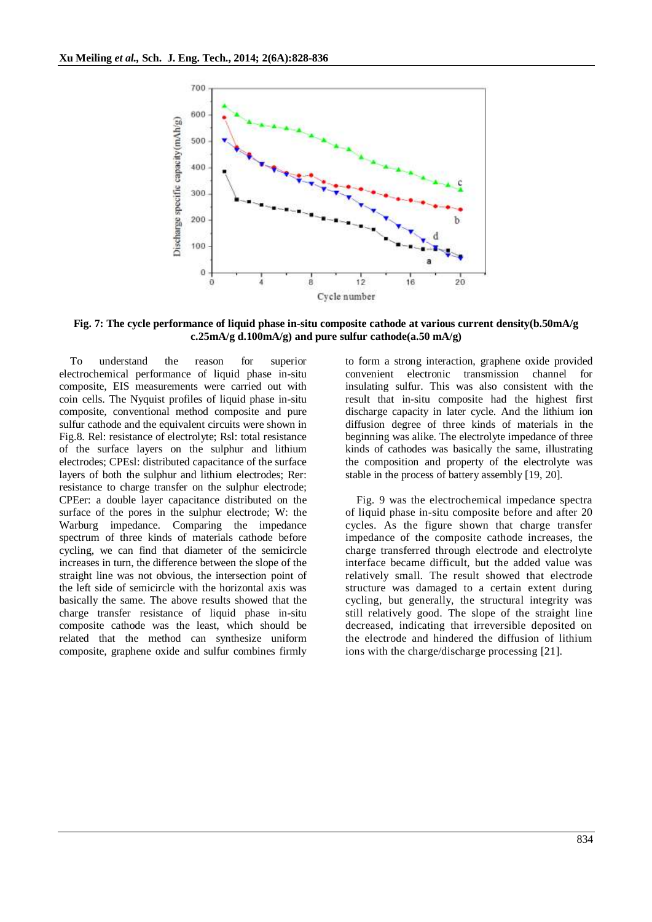**Fig. 7: The cycle performance of liquid phase in-situ composite cathode at various current density(b.50mA/g c.25mA/g d.100mA/g) and pure sulfur cathode(a.50 mA/g)**

To understand the reason for superior electrochemical performance of liquid phase in-situ composite, EIS measurements were carried out with coin cells. The Nyquist profiles of liquid phase in-situ composite, conventional method composite and pure sulfur cathode and the equivalent circuits were shown in Fig.8. Rel: resistance of electrolyte; Rsl: total resistance of the surface layers on the sulphur and lithium electrodes; CPEsl: distributed capacitance of the surface layers of both the sulphur and lithium electrodes; Rer: resistance to charge transfer on the sulphur electrode; CPEer: a double layer capacitance distributed on the surface of the pores in the sulphur electrode; W: the Warburg impedance. Comparing the impedance spectrum of three kinds of materials cathode before cycling, we can find that diameter of the semicircle increases in turn, the difference between the slope of the straight line was not obvious, the intersection point of the left side of semicircle with the horizontal axis was basically the same. The above results showed that the charge transfer resistance of liquid phase in-situ composite cathode was the least, which should be related that the method can synthesize uniform composite, graphene oxide and sulfur combines firmly to form a strong interaction, graphene oxide provided convenient electronic transmission channel for insulating sulfur. This was also consistent with the result that in-situ composite had the highest first discharge capacity in later cycle. And the lithium ion diffusion degree of three kinds of materials in the beginning was alike. The electrolyte impedance of three kinds of cathodes was basically the same, illustrating the composition and property of the electrolyte was stable in the process of battery assembly [19, 20].

Fig. 9 was the electrochemical impedance spectra of liquid phase in-situ composite before and after 20 cycles. As the figure shown that charge transfer impedance of the composite cathode increases, the charge transferred through electrode and electrolyte interface became difficult, but the added value was relatively small. The result showed that electrode structure was damaged to a certain extent during cycling, but generally, the structural integrity was still relatively good. The slope of the straight line decreased, indicating that irreversible deposited on the electrode and hindered the diffusion of lithium ions with the charge/discharge processing [21].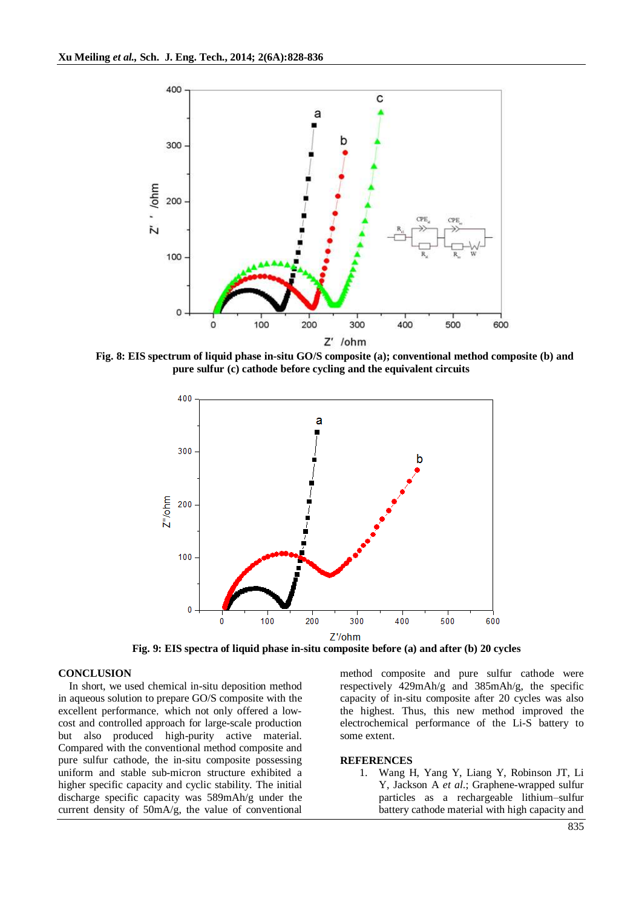Fig. 8: EIS spectrum of liquid phase in-situ GO/S composite (a); conventional method composite (b) and pure sulfur (c) cathode before cycling and the equivalent circuits

Fig. 9: EIS spectra of liquid phase in-situ composite before (a) and after (b) 20 cycles

## CONCLUSION

In short, we used chemical in-situ deposition method in aqueous solution to prepare GO/S composite with the excellent performance, which not only offered a low-cost and controlled approach for large-scale production but also produced high-purity active material. Compared with the conventional method composite and pure sulfur cathode, the in-situ composite possessing uniform and stable sub-micron structure exhibited a higher specific capacity and cyclic stability. The initial discharge specific capacity was 589mAh/g under the current density of 50mA/g, the value of conventional method composite and pure sulfur cathode were respectively 429mAh/g and 385mAh/g, the specific capacity of in-situ composite after 20 cycles was also the highest. Thus, this new method improved the electrochemical performance of the Li-S battery to some extent.

## REFERENCES

1. Wang H, Yang Y, Liang Y, Robinson JT, Li Y, Jackson A *et al.*; Graphene-wrapped sulfur particles as a rechargeable lithium–sulfur battery cathode material with high capacity and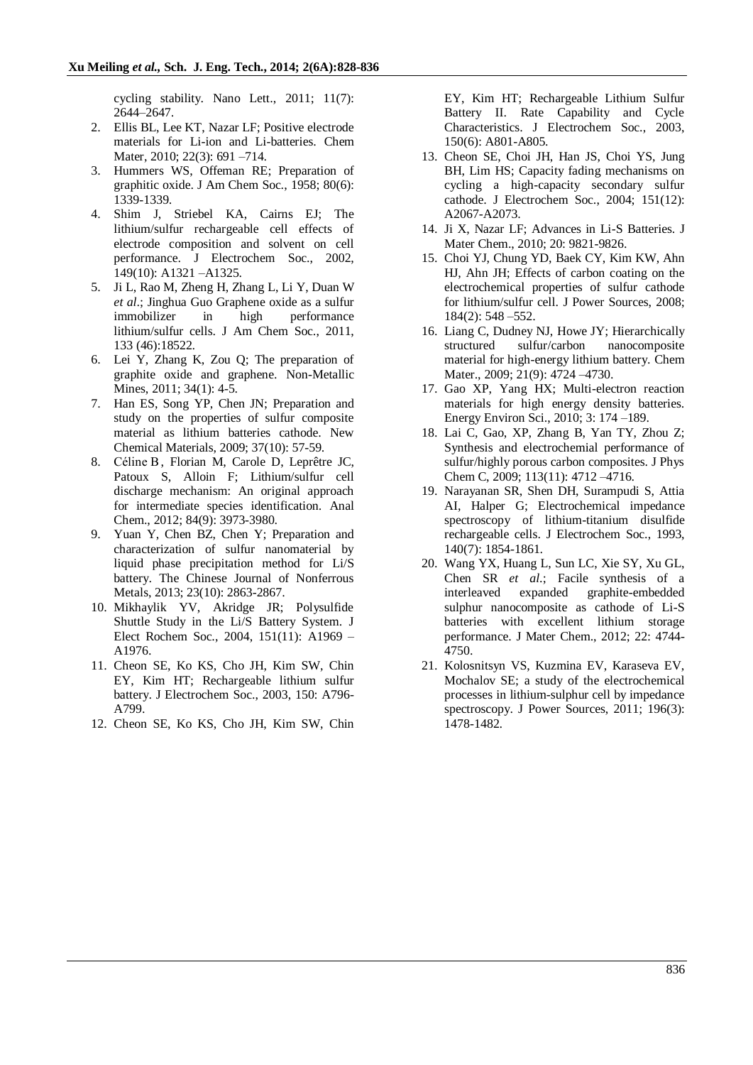cycling stability. Nano Lett., 2011; 11(7): 2644–2647.

2. Ellis BL, Lee KT, Nazar LF; Positive electrode materials for Li-ion and Li-batteries. Chem Mater, 2010; 22(3): 691 –714.
3. Hummers WS, Offeman RE; Preparation of graphitic oxide. J Am Chem Soc., 1958; 80(6): 1339-1339.
4. Shim J, Striebel KA, Cairns EJ; The lithium/sulfur rechargeable cell effects of electrode composition and solvent on cell performance. J Electrochem Soc., 2002, 149(10): A1321 –A1325.
5. Ji L, Rao M, Zheng H, Zhang L, Li Y, Duan W *et al*.; Jinghua Guo Graphene oxide as a sulfur immobilizer in high performance lithium/sulfur cells. J Am Chem Soc., 2011, 133 (46):18522.
6. Lei Y, Zhang K, Zou Q; The preparation of graphite oxide and graphene. Non-Metallic Mines, 2011; 34(1): 4-5.
7. Han ES, Song YP, Chen JN; Preparation and study on the properties of sulfur composite material as lithium batteries cathode. New Chemical Materials, 2009; 37(10): 57-59.
8. Céline B, Florian M, Carole D, Leprêtre JC, Patoux S, Alloin F; Lithium/sulfur cell discharge mechanism: An original approach for intermediate species identification. Anal Chem., 2012; 84(9): 3973-3980.
9. Yuan Y, Chen BZ, Chen Y; Preparation and characterization of sulfur nanomaterial by liquid phase precipitation method for Li/S battery. The Chinese Journal of Nonferrous Metals, 2013; 23(10): 2863-2867.
10. Mikhaylik YV, Akridge JR; Polysulfide Shuttle Study in the Li/S Battery System. J Elect Rochem Soc., 2004, 151(11): A1969 – A1976.
11. Cheon SE, Ko KS, Cho JH, Kim SW, Chin EY, Kim HT; Rechargeable lithium sulfur battery. J Electrochem Soc., 2003, 150: A796-A799.
12. Cheon SE, Ko KS, Cho JH, Kim SW, Chin EY, Kim HT; Rechargeable Lithium Sulfur Battery II. Rate Capability and Cycle Characteristics. J Electrochem Soc., 2003, 150(6): A801-A805.
13. Cheon SE, Choi JH, Han JS, Choi YS, Jung BH, Lim HS; Capacity fading mechanisms on cycling a high-capacity secondary sulfur cathode. J Electrochem Soc., 2004; 151(12): A2067-A2073.
14. Ji X, Nazar LF; Advances in Li-S Batteries. J Mater Chem., 2010; 20: 9821-9826.
15. Choi YJ, Chung YD, Baek CY, Kim KW, Ahn HJ, Ahn JH; Effects of carbon coating on the electrochemical properties of sulfur cathode for lithium/sulfur cell. J Power Sources, 2008; 184(2): 548 –552.
16. Liang C, Dudney NJ, Howe JY; Hierarchically structured sulfur/carbon nanocomposite material for high-energy lithium battery. Chem Mater., 2009; 21(9): 4724 –4730.
17. Gao XP, Yang HX; Multi-electron reaction materials for high energy density batteries. Energy Environ Sci., 2010; 3: 174 –189.
18. Lai C, Gao, XP, Zhang B, Yan TY, Zhou Z; Synthesis and electrochemial performance of sulfur/highly porous carbon composites. J Phys Chem C, 2009; 113(11): 4712 –4716.
19. Narayanan SR, Shen DH, Surampudi S, Attia AI, Halper G; Electrochemical impedance spectroscopy of lithium-titanium disulfide rechargeable cells. J Electrochem Soc., 1993, 140(7): 1854-1861.
20. Wang YX, Huang L, Sun LC, Xie SY, Xu GL, Chen SR *et al*.; Facile synthesis of a interleaved expanded graphite-embedded sulphur nanocomposite as cathode of Li-S batteries with excellent lithium storage performance. J Mater Chem., 2012; 22: 4744-4750.
21. Kolosnitsyn VS, Kuzmina EV, Karaseva EV, Mochalov SE; a study of the electrochemical processes in lithium-sulphur cell by impedance spectroscopy. J Power Sources, 2011; 196(3): 1478-1482.